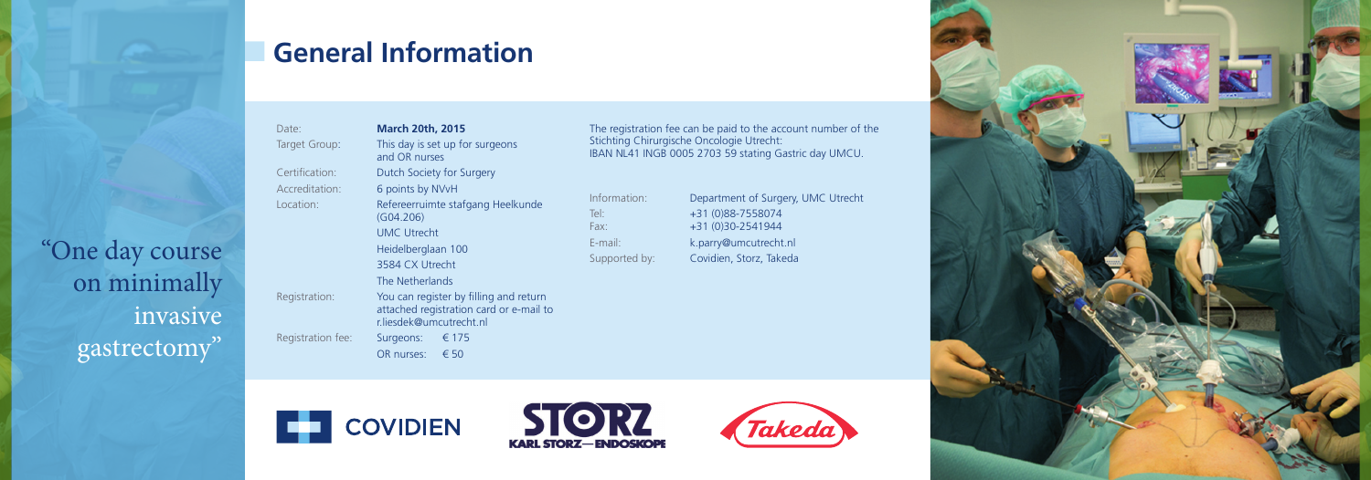"One day course on minimally invasive gastrectomy"

# General Information

| | |
|---|---|
| Date: | **March 20th, 2015** |
| Target Group: | This day is set up for surgeons and OR nurses |
| Certification: | Dutch Society for Surgery |
| Accreditation: | 6 points by NVvH |
| Location: | Refereerruimte stafgang Heelkunde (G04.206)<br>UMC Utrecht<br>Heidelberglaan 100<br>3584 CX Utrecht<br>The Netherlands |
| Registration: | You can register by filling and return attached registration card or e-mail to r.liesdek@umcutrecht.nl |
| Registration fee: | Surgeons: € 175<br>OR nurses: € 50 |

The registration fee can be paid to the account number of the Stichting Chirurgische Oncologie Utrecht: IBAN NL41 INGB 0005 2703 59 stating Gastric day UMCU.

| | |
|---|---|
| Information: | Department of Surgery, UMC Utrecht |
| Tel: | +31 (0)88-7558074 |
| Fax: | +31 (0)30-2541944 |
| E-mail: | k.parry@umcutrecht.nl |
| Supported by: | Covidien, Storz, Takeda |

COVIDIEN

STORZ KARL STORZ—ENDOSKOPE

Takeda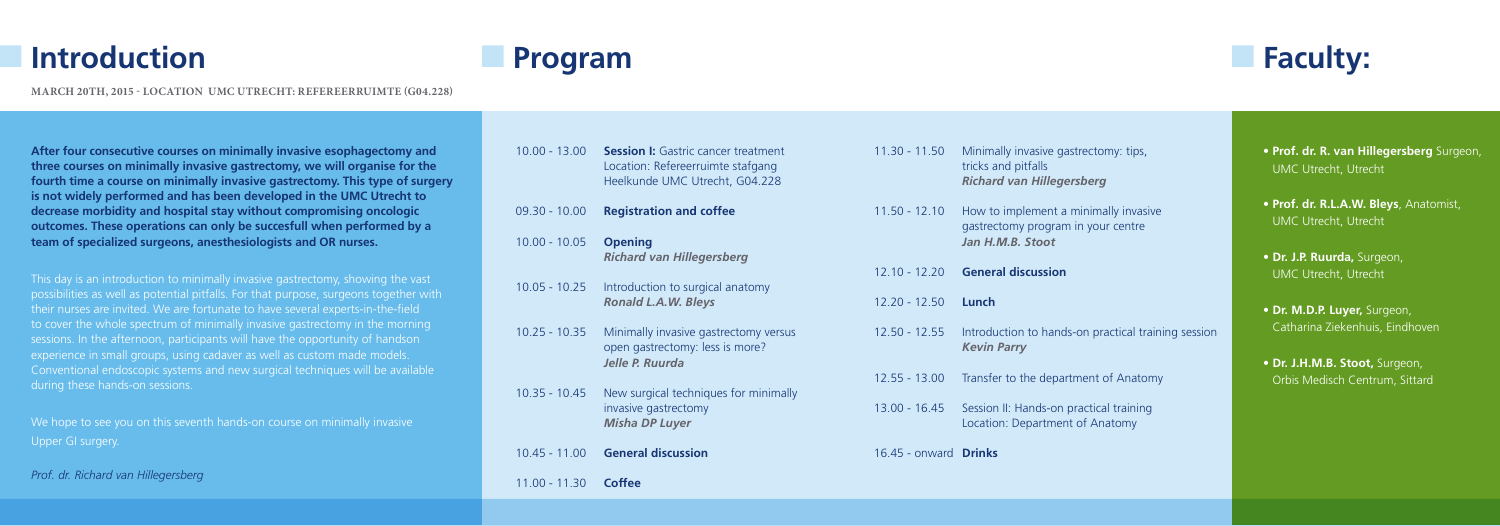# Introduction

MARCH 20TH, 2015 - LOCATION UMC UTRECHT: REFEREERRUIMTE (G04.228)

**After four consecutive courses on minimally invasive esophagectomy and three courses on minimally invasive gastrectomy, we will organise for the fourth time a course on minimally invasive gastrectomy. This type of surgery is not widely performed and has been developed in the UMC Utrecht to decrease morbidity and hospital stay without compromising oncologic outcomes. These operations can only be succesfull when performed by a team of specialized surgeons, anesthesiologists and OR nurses.**

This day is an introduction to minimally invasive gastrectomy, showing the vast possibilities as well as potential pitfalls. For that purpose, surgeons together with their nurses are invited. We are fortunate to have several experts-in-the-field to cover the whole spectrum of minimally invasive gastrectomy in the morning sessions. In the afternoon, participants will have the opportunity of handson experience in small groups, using cadaver as well as custom made models. Conventional endoscopic systems and new surgical techniques will be available during these hands-on sessions.

We hope to see you on this seventh hands-on course on minimally invasive Upper GI surgery.

*Prof. dr. Richard van Hillegersberg*

# Program

| | |
|---|---|
| 10.00 - 13.00 | **Session I:** Gastric cancer treatment<br>Location: Refereerruimte stafgang Heelkunde UMC Utrecht, G04.228 |
| 09.30 - 10.00 | **Registration and coffee** |
| 10.00 - 10.05 | **Opening**<br>***Richard van Hillegersberg*** |
| 10.05 - 10.25 | Introduction to surgical anatomy<br>***Ronald L.A.W. Bleys*** |
| 10.25 - 10.35 | Minimally invasive gastrectomy versus open gastrectomy: less is more?<br>***Jelle P. Ruurda*** |
| 10.35 - 10.45 | New surgical techniques for minimally invasive gastrectomy<br>***Misha DP Luyer*** |
| 10.45 - 11.00 | **General discussion** |
| 11.00 - 11.30 | **Coffee** |
| 11.30 - 11.50 | Minimally invasive gastrectomy: tips, tricks and pitfalls<br>***Richard van Hillegersberg*** |
| 11.50 - 12.10 | How to implement a minimally invasive gastrectomy program in your centre<br>***Jan H.M.B. Stoot*** |
| 12.10 - 12.20 | **General discussion** |
| 12.20 - 12.50 | **Lunch** |
| 12.50 - 12.55 | Introduction to hands-on practical training session<br>***Kevin Parry*** |
| 12.55 - 13.00 | Transfer to the department of Anatomy |
| 13.00 - 16.45 | Session II: Hands-on practical training<br>Location: Department of Anatomy |
| 16.45 - onward | **Drinks** |

# Faculty:

- **Prof. dr. R. van Hillegersberg** Surgeon, UMC Utrecht, Utrecht
- **Prof. dr. R.L.A.W. Bleys**, Anatomist, UMC Utrecht, Utrecht
- **Dr. J.P. Ruurda,** Surgeon, UMC Utrecht, Utrecht
- **Dr. M.D.P. Luyer,** Surgeon, Catharina Ziekenhuis, Eindhoven
- **Dr. J.H.M.B. Stoot,** Surgeon, Orbis Medisch Centrum, Sittard